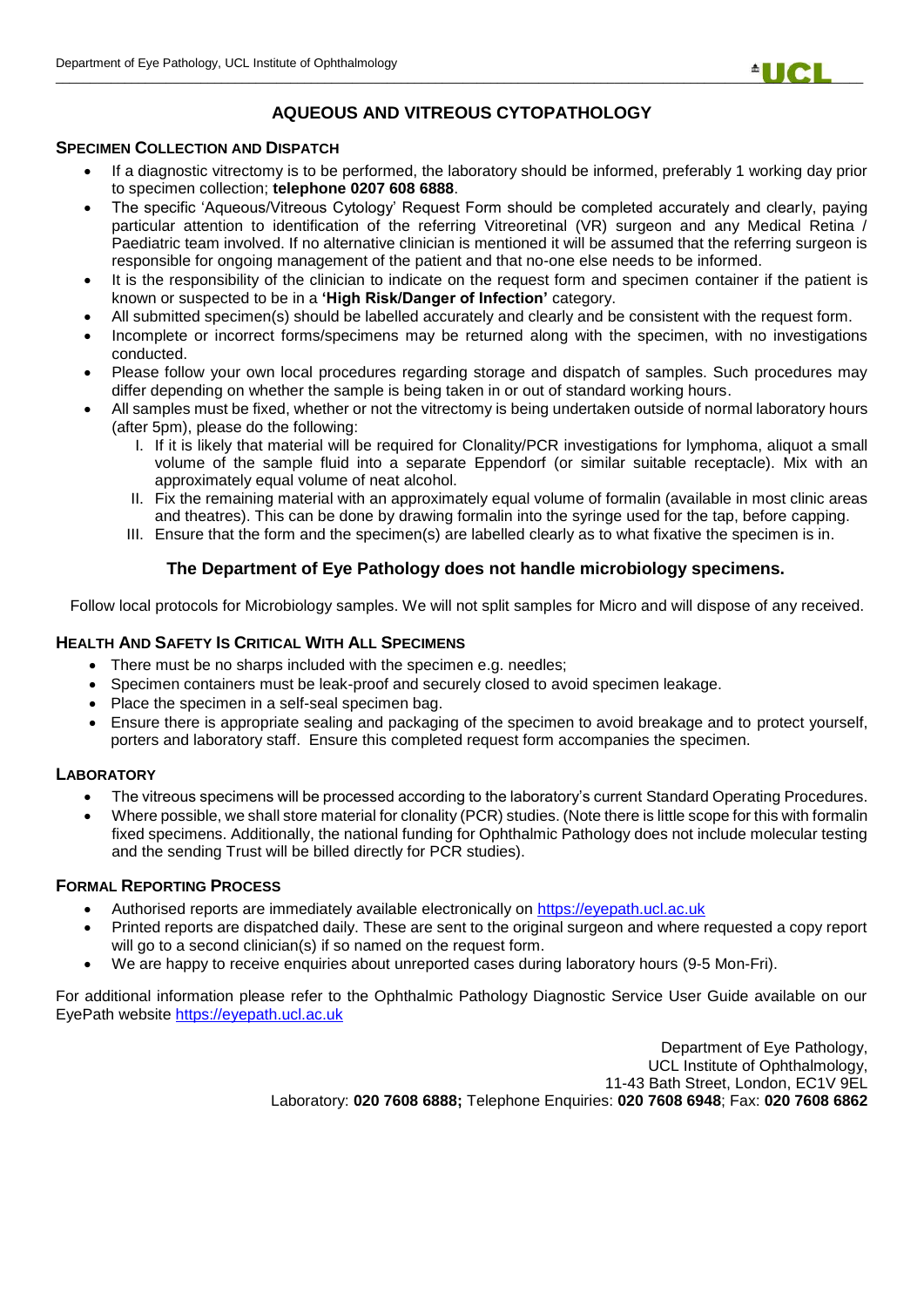// AQUEOUS AND VITREOUS CYTOPATHOLOGY

## SPECIMEN COLLECTION AND DISPATCH

- If a diagnostic vitrectomy is to be performed, the laboratory should be informed, preferably 1 working day prior to specimen collection; **telephone 0207 608 6888**.
- The specific 'Aqueous/Vitreous Cytology' Request Form should be completed accurately and clearly, paying particular attention to identification of the referring Vitreoretinal (VR) surgeon and any Medical Retina / Paediatric team involved. If no alternative clinician is mentioned it will be assumed that the referring surgeon is responsible for ongoing management of the patient and that no-one else needs to be informed.
- It is the responsibility of the clinician to indicate on the request form and specimen container if the patient is known or suspected to be in a **'High Risk/Danger of Infection'** category.
- All submitted specimen(s) should be labelled accurately and clearly and be consistent with the request form.
- Incomplete or incorrect forms/specimens may be returned along with the specimen, with no investigations conducted.
- Please follow your own local procedures regarding storage and dispatch of samples. Such procedures may differ depending on whether the sample is being taken in or out of standard working hours.
- All samples must be fixed, whether or not the vitrectomy is being undertaken outside of normal laboratory hours (after 5pm), please do the following:
    I. If it is likely that material will be required for Clonality/PCR investigations for lymphoma, aliquot a small volume of the sample fluid into a separate Eppendorf (or similar suitable receptacle). Mix with an approximately equal volume of neat alcohol.
    II. Fix the remaining material with an approximately equal volume of formalin (available in most clinic areas and theatres). This can be done by drawing formalin into the syringe used for the tap, before capping.
    III. Ensure that the form and the specimen(s) are labelled clearly as to what fixative the specimen is in.

### The Department of Eye Pathology does not handle microbiology specimens.

Follow local protocols for Microbiology samples. We will not split samples for Micro and will dispose of any received.

## HEALTH AND SAFETY IS CRITICAL WITH ALL SPECIMENS

- There must be no sharps included with the specimen e.g. needles;
- Specimen containers must be leak-proof and securely closed to avoid specimen leakage.
- Place the specimen in a self-seal specimen bag.
- Ensure there is appropriate sealing and packaging of the specimen to avoid breakage and to protect yourself, porters and laboratory staff. Ensure this completed request form accompanies the specimen.

## LABORATORY

- The vitreous specimens will be processed according to the laboratory's current Standard Operating Procedures.
- Where possible, we shall store material for clonality (PCR) studies. (Note there is little scope for this with formalin fixed specimens. Additionally, the national funding for Ophthalmic Pathology does not include molecular testing and the sending Trust will be billed directly for PCR studies).

## FORMAL REPORTING PROCESS

- Authorised reports are immediately available electronically on https://eyepath.ucl.ac.uk
- Printed reports are dispatched daily. These are sent to the original surgeon and where requested a copy report will go to a second clinician(s) if so named on the request form.
- We are happy to receive enquiries about unreported cases during laboratory hours (9-5 Mon-Fri).

For additional information please refer to the Ophthalmic Pathology Diagnostic Service User Guide available on our EyePath website https://eyepath.ucl.ac.uk

Department of Eye Pathology,
UCL Institute of Ophthalmology,
11-43 Bath Street, London, EC1V 9EL
Laboratory: **020 7608 6888;** Telephone Enquiries: **020 7608 6948**; Fax: **020 7608 6862**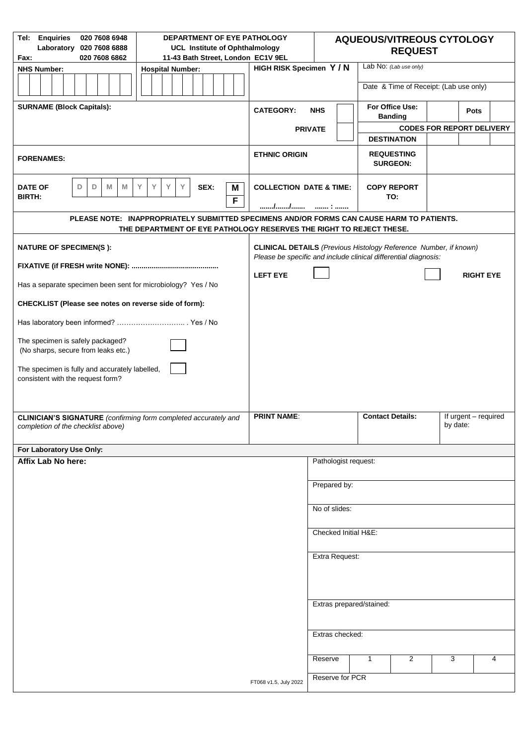| | | | |
|---|---|---|---|
| Tel: **Enquiries** 020 7608 6948<br>**Laboratory** 020 7608 6888<br>Fax: 020 7608 6862 | **DEPARTMENT OF EYE PATHOLOGY**<br>**UCL Institute of Ophthalmology**<br>**11-43 Bath Street, London EC1V 9EL** | **AQUEOUS/VITREOUS CYTOLOGY REQUEST** | |
| **NHS Number:** | **Hospital Number:** | **HIGH RISK Specimen Y / N** | Lab No: *(Lab use only)*<br><br>Date & Time of Receipt: (Lab use only) |
| **SURNAME (Block Capitals):** | | **CATEGORY: NHS**<br>**PRIVATE** | **For Office Use: Banding** — **Pots**<br>**CODES FOR REPORT DELIVERY**<br>**DESTINATION** |
| **FORENAMES:** | | **ETHNIC ORIGIN** | **REQUESTING SURGEON:** |
| **DATE OF BIRTH:** D D M M Y Y Y Y | **SEX: M / F** | **COLLECTION DATE & TIME:**<br>……/……/…… …… : …… | **COPY REPORT TO:** |

**PLEASE NOTE: INAPPROPRIATELY SUBMITTED SPECIMENS AND/OR FORMS CAN CAUSE HARM TO PATIENTS. THE DEPARTMENT OF EYE PATHOLOGY RESERVES THE RIGHT TO REJECT THESE.**

**NATURE OF SPECIMEN(S ):**

**FIXATIVE (if FRESH write NONE): ...........................................**

Has a separate specimen been sent for microbiology? Yes / No

**CHECKLIST (Please see notes on reverse side of form):**

Has laboratory been informed? ……………………….. . Yes / No

The specimen is safely packaged? (No sharps, secure from leaks etc.) ☐

The specimen is fully and accurately labelled, consistent with the request form? ☐

**CLINICAL DETAILS** *(Previous Histology Reference Number, if known)*
*Please be specific and include clinical differential diagnosis:*

**LEFT EYE** ☐ ☐ **RIGHT EYE**

| | | | |
|---|---|---|---|
| **CLINICIAN'S SIGNATURE** *(confirming form completed accurately and completion of the checklist above)* | **PRINT NAME**: | **Contact Details:** | If urgent – required by date: |

**For Laboratory Use Only:**

**Affix Lab No here:**

| | | | | |
|---|---|---|---|---|
| Pathologist request: | | | | |
| Prepared by: | | | | |
| No of slides: | | | | |
| Checked Initial H&E: | | | | |
| Extra Request: | | | | |
| Extras prepared/stained: | | | | |
| Extras checked: | | | | |
| Reserve | 1 | 2 | 3 | 4 |
| Reserve for PCR | | | | |

FT068 v1.5, July 2022